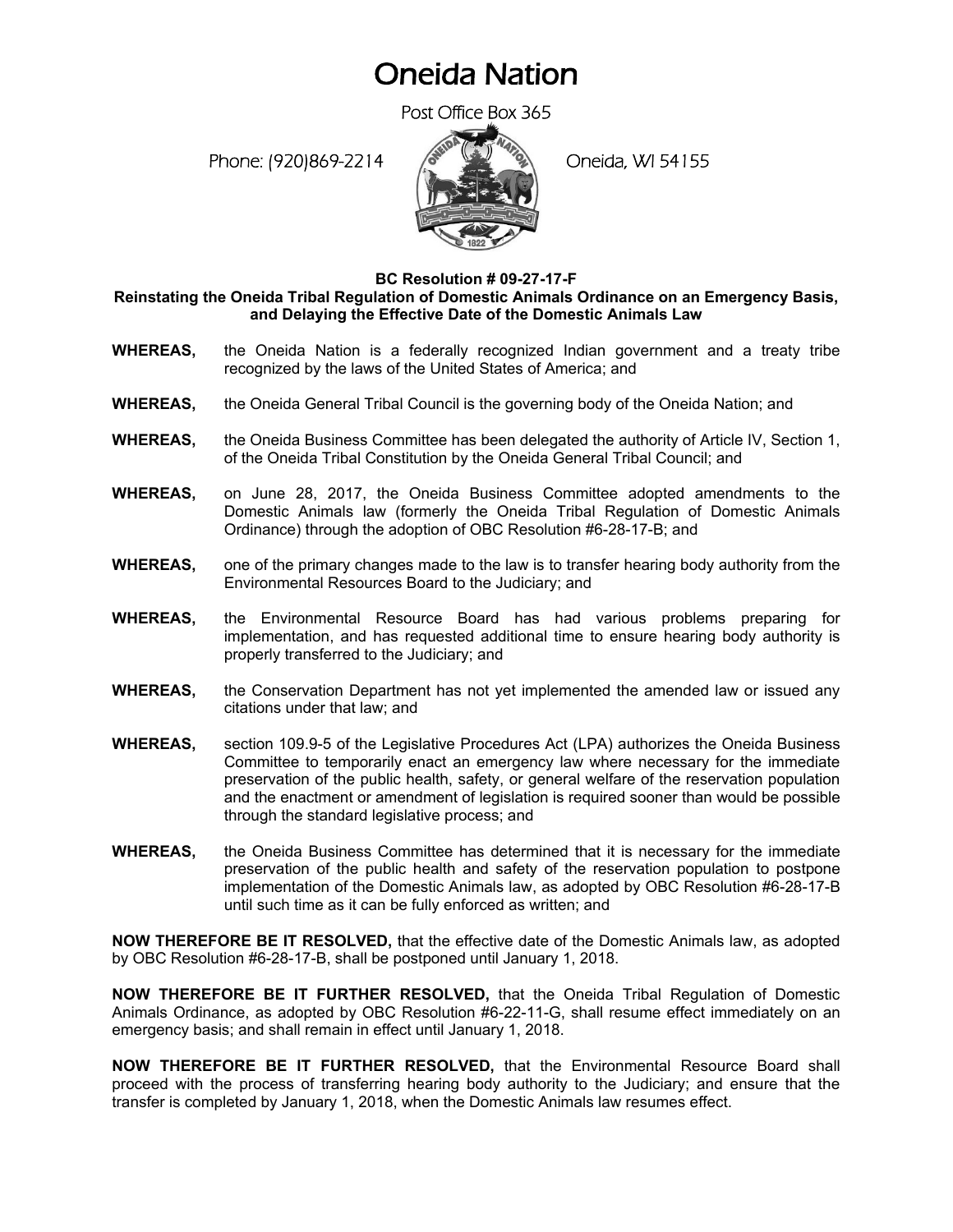# Oneida Nation

Post Office Box 365

Phone: (920)869-2214 Oneida, WI 54155

**BC Resolution # 09-27-17-F**
**Reinstating the Oneida Tribal Regulation of Domestic Animals Ordinance on an Emergency Basis, and Delaying the Effective Date of the Domestic Animals Law**

**WHEREAS,** the Oneida Nation is a federally recognized Indian government and a treaty tribe recognized by the laws of the United States of America; and

**WHEREAS,** the Oneida General Tribal Council is the governing body of the Oneida Nation; and

**WHEREAS,** the Oneida Business Committee has been delegated the authority of Article IV, Section 1, of the Oneida Tribal Constitution by the Oneida General Tribal Council; and

**WHEREAS,** on June 28, 2017, the Oneida Business Committee adopted amendments to the Domestic Animals law (formerly the Oneida Tribal Regulation of Domestic Animals Ordinance) through the adoption of OBC Resolution #6-28-17-B; and

**WHEREAS,** one of the primary changes made to the law is to transfer hearing body authority from the Environmental Resources Board to the Judiciary; and

**WHEREAS,** the Environmental Resource Board has had various problems preparing for implementation, and has requested additional time to ensure hearing body authority is properly transferred to the Judiciary; and

**WHEREAS,** the Conservation Department has not yet implemented the amended law or issued any citations under that law; and

**WHEREAS,** section 109.9-5 of the Legislative Procedures Act (LPA) authorizes the Oneida Business Committee to temporarily enact an emergency law where necessary for the immediate preservation of the public health, safety, or general welfare of the reservation population and the enactment or amendment of legislation is required sooner than would be possible through the standard legislative process; and

**WHEREAS,** the Oneida Business Committee has determined that it is necessary for the immediate preservation of the public health and safety of the reservation population to postpone implementation of the Domestic Animals law, as adopted by OBC Resolution #6-28-17-B until such time as it can be fully enforced as written; and

**NOW THEREFORE BE IT RESOLVED,** that the effective date of the Domestic Animals law, as adopted by OBC Resolution #6-28-17-B, shall be postponed until January 1, 2018.

**NOW THEREFORE BE IT FURTHER RESOLVED,** that the Oneida Tribal Regulation of Domestic Animals Ordinance, as adopted by OBC Resolution #6-22-11-G, shall resume effect immediately on an emergency basis; and shall remain in effect until January 1, 2018.

**NOW THEREFORE BE IT FURTHER RESOLVED,** that the Environmental Resource Board shall proceed with the process of transferring hearing body authority to the Judiciary; and ensure that the transfer is completed by January 1, 2018, when the Domestic Animals law resumes effect.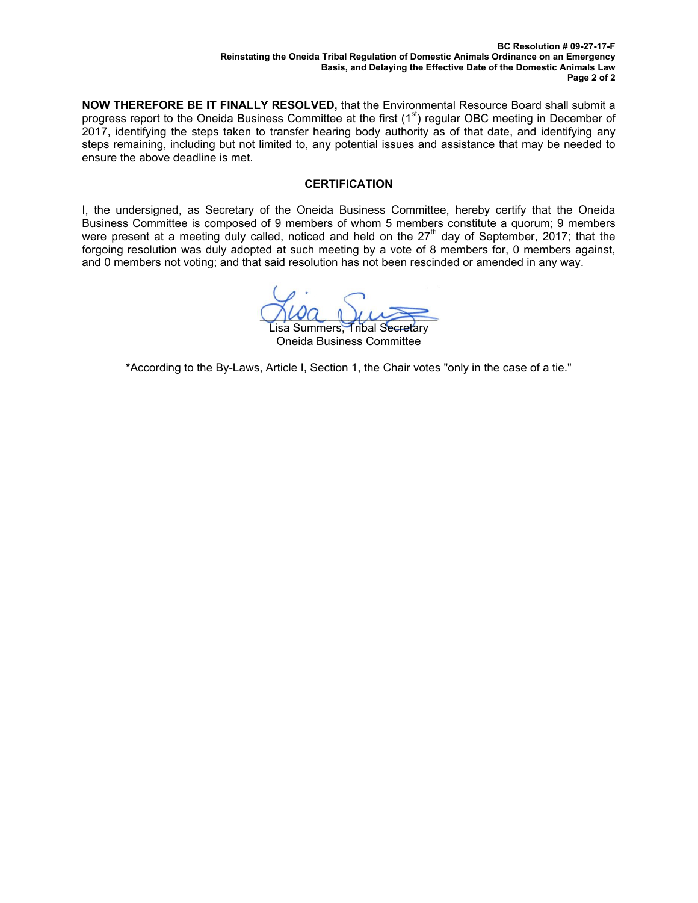**NOW THEREFORE BE IT FINALLY RESOLVED,** that the Environmental Resource Board shall submit a progress report to the Oneida Business Committee at the first (1st) regular OBC meeting in December of 2017, identifying the steps taken to transfer hearing body authority as of that date, and identifying any steps remaining, including but not limited to, any potential issues and assistance that may be needed to ensure the above deadline is met.

## CERTIFICATION

I, the undersigned, as Secretary of the Oneida Business Committee, hereby certify that the Oneida Business Committee is composed of 9 members of whom 5 members constitute a quorum; 9 members were present at a meeting duly called, noticed and held on the 27th day of September, 2017; that the forgoing resolution was duly adopted at such meeting by a vote of 8 members for, 0 members against, and 0 members not voting; and that said resolution has not been rescinded or amended in any way.

Lisa Summers, Tribal Secretary
Oneida Business Committee

*According to the By-Laws, Article I, Section 1, the Chair votes "only in the case of a tie."